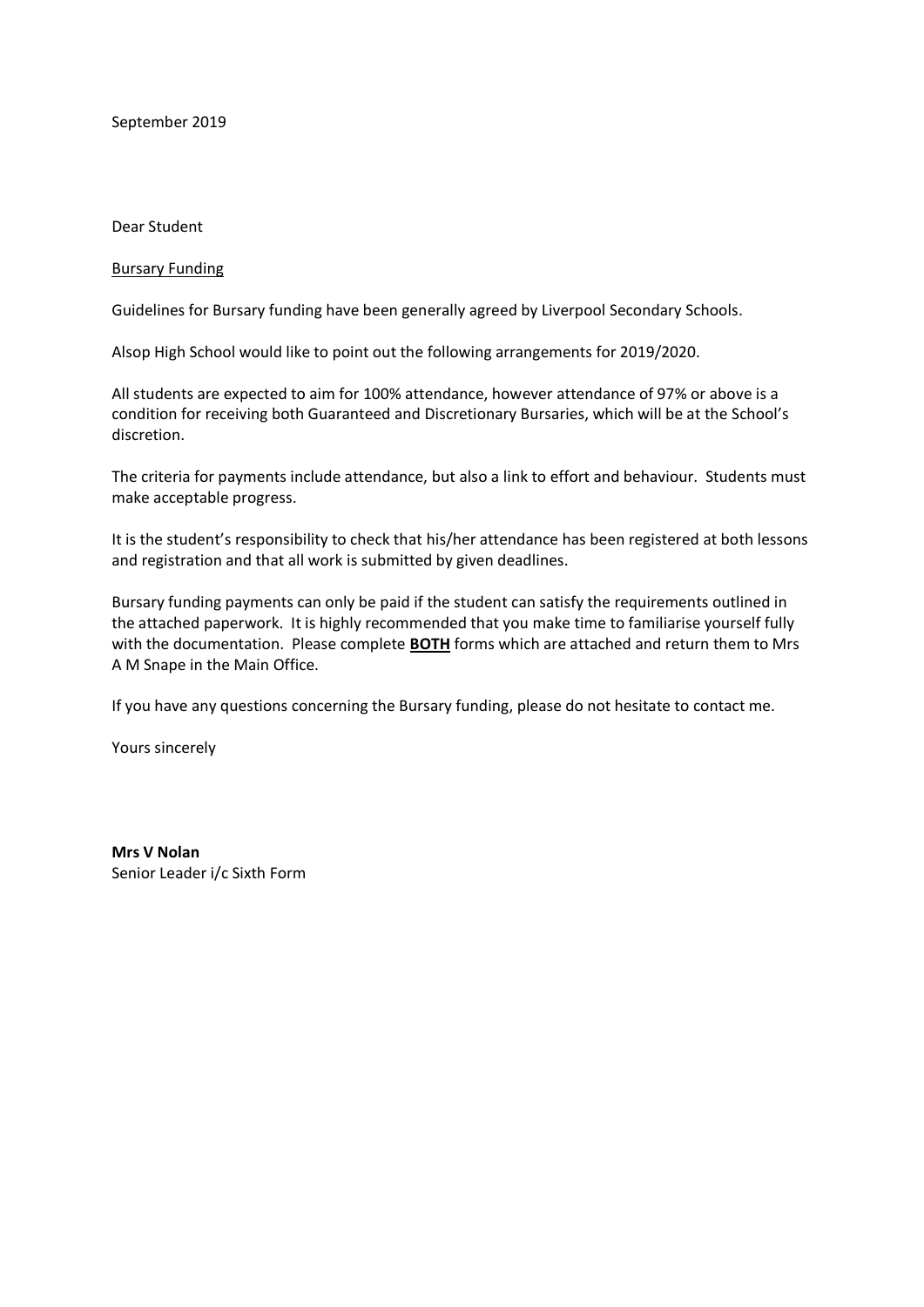September 2019

Dear Student

Bursary Funding

Guidelines for Bursary funding have been generally agreed by Liverpool Secondary Schools.

Alsop High School would like to point out the following arrangements for 2019/2020.

All students are expected to aim for 100% attendance, however attendance of 97% or above is a condition for receiving both Guaranteed and Discretionary Bursaries, which will be at the School's discretion.

The criteria for payments include attendance, but also a link to effort and behaviour. Students must make acceptable progress.

It is the student's responsibility to check that his/her attendance has been registered at both lessons and registration and that all work is submitted by given deadlines.

Bursary funding payments can only be paid if the student can satisfy the requirements outlined in the attached paperwork. It is highly recommended that you make time to familiarise yourself fully with the documentation. Please complete **BOTH** forms which are attached and return them to Mrs A M Snape in the Main Office.

If you have any questions concerning the Bursary funding, please do not hesitate to contact me.

Yours sincerely

**Mrs V Nolan**
Senior Leader i/c Sixth Form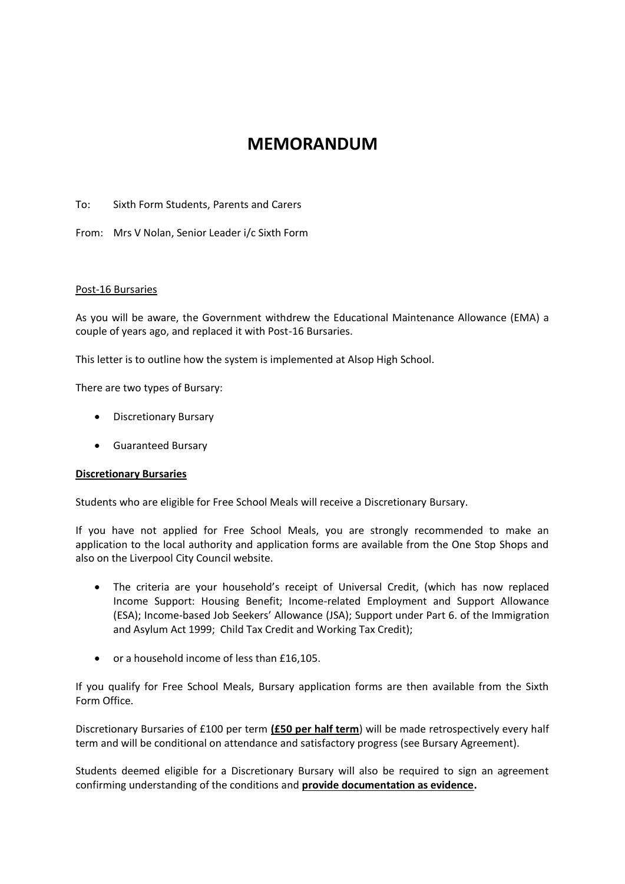# MEMORANDUM

To: Sixth Form Students, Parents and Carers

From: Mrs V Nolan, Senior Leader i/c Sixth Form

Post-16 Bursaries

As you will be aware, the Government withdrew the Educational Maintenance Allowance (EMA) a couple of years ago, and replaced it with Post-16 Bursaries.

This letter is to outline how the system is implemented at Alsop High School.

There are two types of Bursary:

- Discretionary Bursary
- Guaranteed Bursary

**Discretionary Bursaries**

Students who are eligible for Free School Meals will receive a Discretionary Bursary.

If you have not applied for Free School Meals, you are strongly recommended to make an application to the local authority and application forms are available from the One Stop Shops and also on the Liverpool City Council website.

- The criteria are your household's receipt of Universal Credit, (which has now replaced Income Support: Housing Benefit; Income-related Employment and Support Allowance (ESA); Income-based Job Seekers' Allowance (JSA); Support under Part 6. of the Immigration and Asylum Act 1999; Child Tax Credit and Working Tax Credit);
- or a household income of less than £16,105.

If you qualify for Free School Meals, Bursary application forms are then available from the Sixth Form Office.

Discretionary Bursaries of £100 per term **(£50 per half term**) will be made retrospectively every half term and will be conditional on attendance and satisfactory progress (see Bursary Agreement).

Students deemed eligible for a Discretionary Bursary will also be required to sign an agreement confirming understanding of the conditions and **provide documentation as evidence.**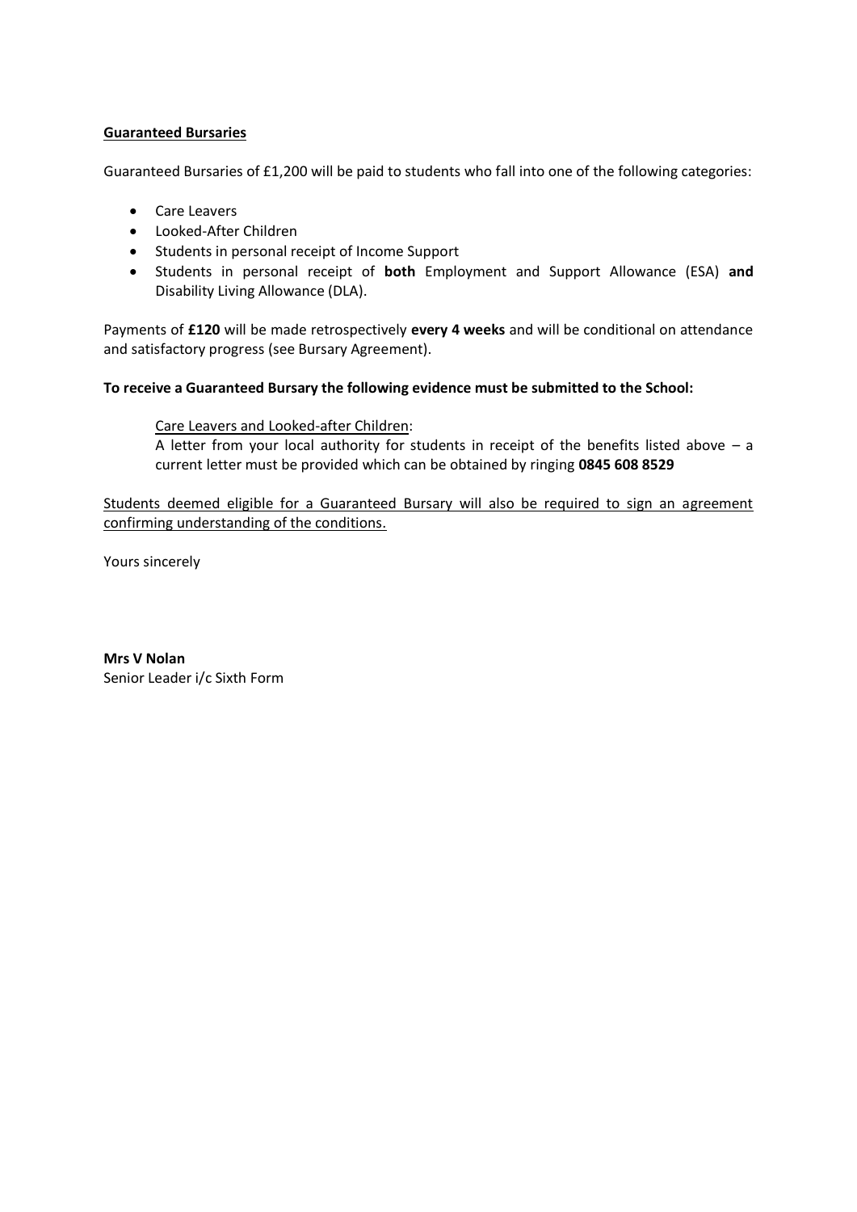**Guaranteed Bursaries**

Guaranteed Bursaries of £1,200 will be paid to students who fall into one of the following categories:

- Care Leavers
- Looked-After Children
- Students in personal receipt of Income Support
- Students in personal receipt of **both** Employment and Support Allowance (ESA) **and** Disability Living Allowance (DLA).

Payments of **£120** will be made retrospectively **every 4 weeks** and will be conditional on attendance and satisfactory progress (see Bursary Agreement).

**To receive a Guaranteed Bursary the following evidence must be submitted to the School:**

Care Leavers and Looked-after Children:
A letter from your local authority for students in receipt of the benefits listed above – a current letter must be provided which can be obtained by ringing **0845 608 8529**

Students deemed eligible for a Guaranteed Bursary will also be required to sign an agreement confirming understanding of the conditions.

Yours sincerely

**Mrs V Nolan**
Senior Leader i/c Sixth Form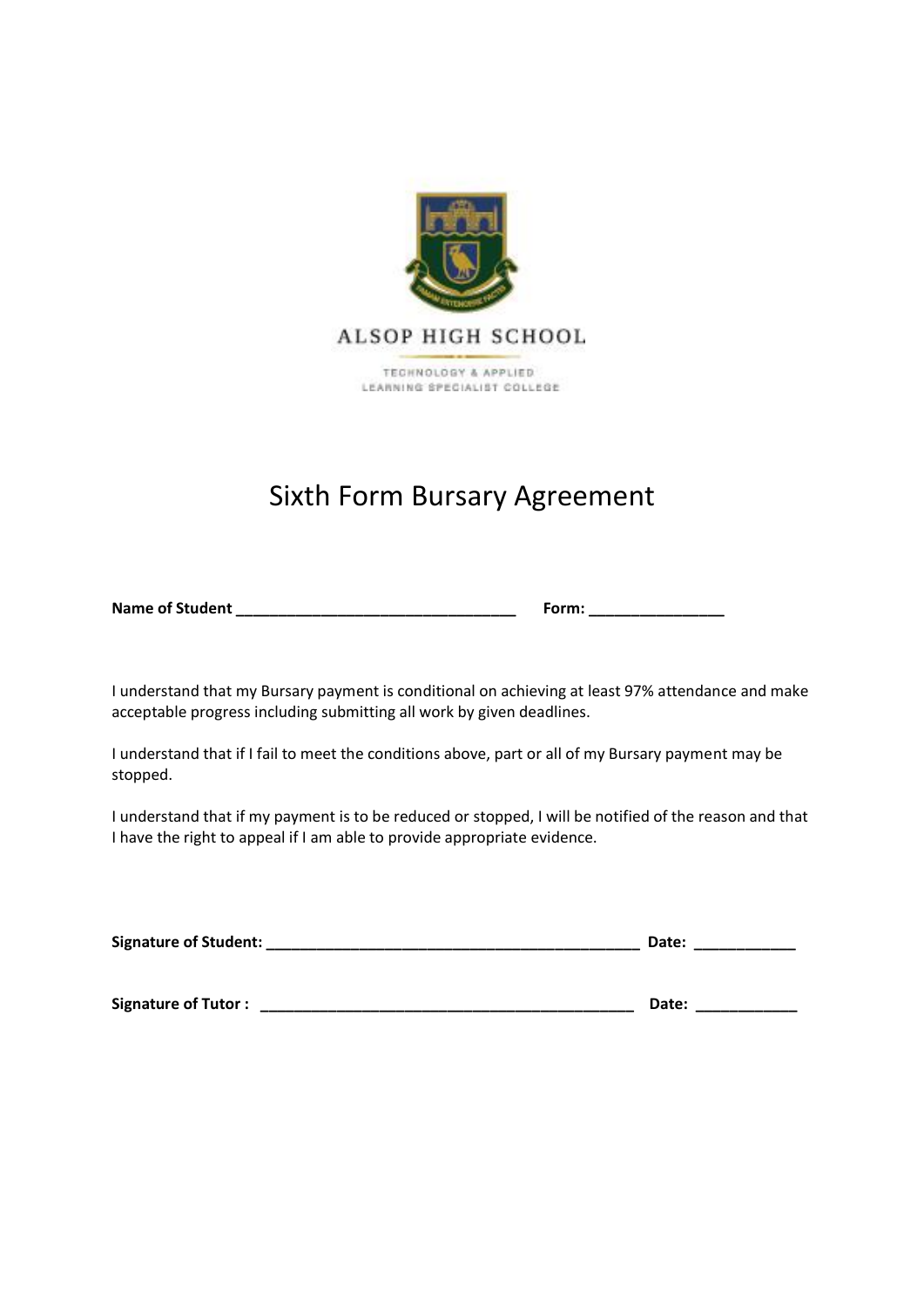ALSOP HIGH SCHOOL

TECHNOLOGY & APPLIED LEARNING SPECIALIST COLLEGE

# Sixth Form Bursary Agreement

**Name of Student** ________________________________ **Form:** _______________

I understand that my Bursary payment is conditional on achieving at least 97% attendance and make acceptable progress including submitting all work by given deadlines.

I understand that if I fail to meet the conditions above, part or all of my Bursary payment may be stopped.

I understand that if my payment is to be reduced or stopped, I will be notified of the reason and that I have the right to appeal if I am able to provide appropriate evidence.

**Signature of Student:** ___________________________________________ **Date:** ___________

**Signature of Tutor :** ___________________________________________ **Date:** ___________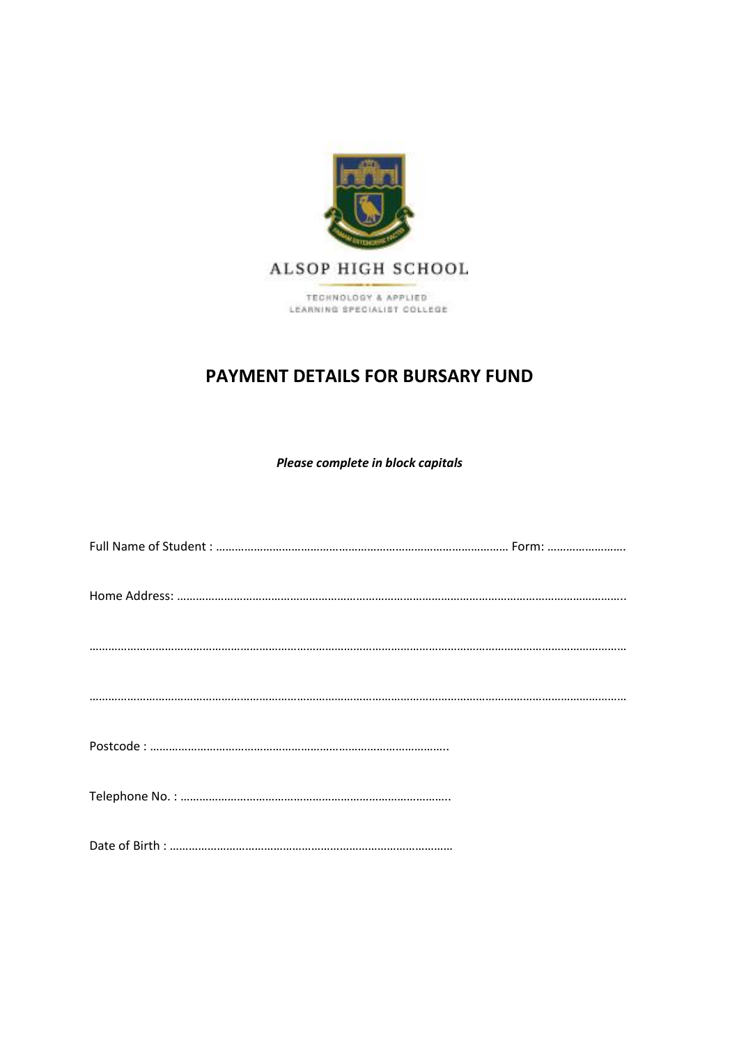ALSOP HIGH SCHOOL

TECHNOLOGY & APPLIED LEARNING SPECIALIST COLLEGE

# PAYMENT DETAILS FOR BURSARY FUND

***Please complete in block capitals***

Full Name of Student : ………………………………………………………………………………… Form: …………………….

Home Address: ……………………………………………………………………………………………………………………………..

……………………………………………………………………………………………………………………………………………………

……………………………………………………………………………………………………………………………………………………

Postcode : …………………………………………………………………………………..

Telephone No. : …………………………………………………………………………..

Date of Birth : ………………………………………………………………………………